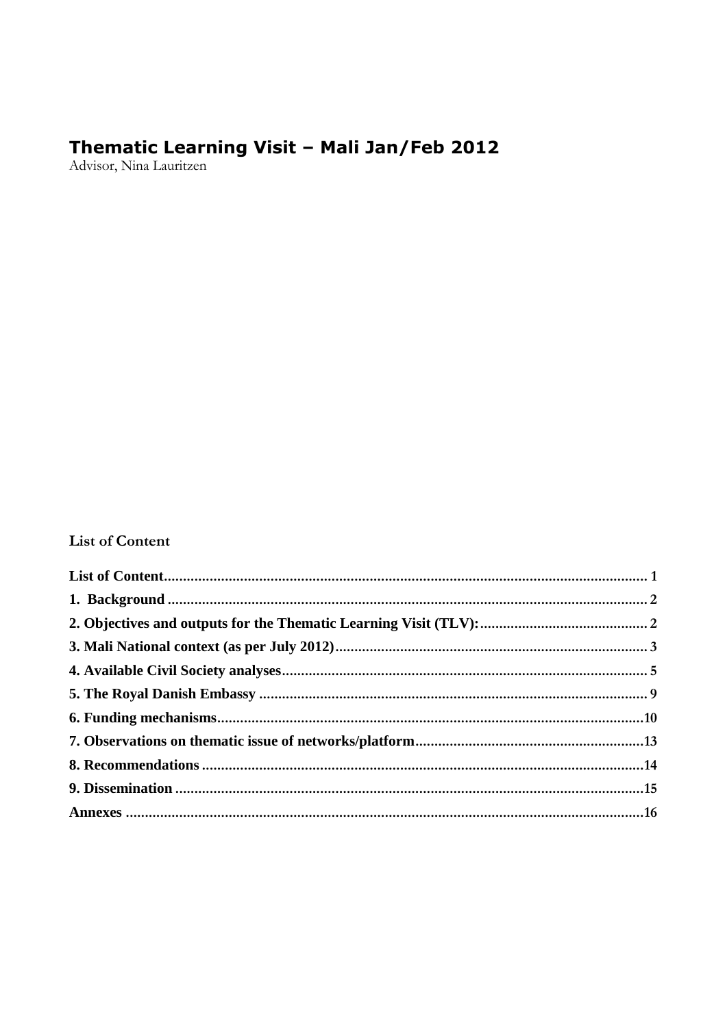# Thematic Learning Visit – Mali Jan/Feb 2012

Advisor, Nina Lauritzen

## List of Content

**List of Content** .......... 1
**1. Background** .......... 2
**2. Objectives and outputs for the Thematic Learning Visit (TLV):** .......... 2
**3. Mali National context (as per July 2012)** .......... 3
**4. Available Civil Society analyses** .......... 5
**5. The Royal Danish Embassy** .......... 9
**6. Funding mechanisms** .......... 10
**7. Observations on thematic issue of networks/platform** .......... 13
**8. Recommendations** .......... 14
**9. Dissemination** .......... 15
**Annexes** .......... 16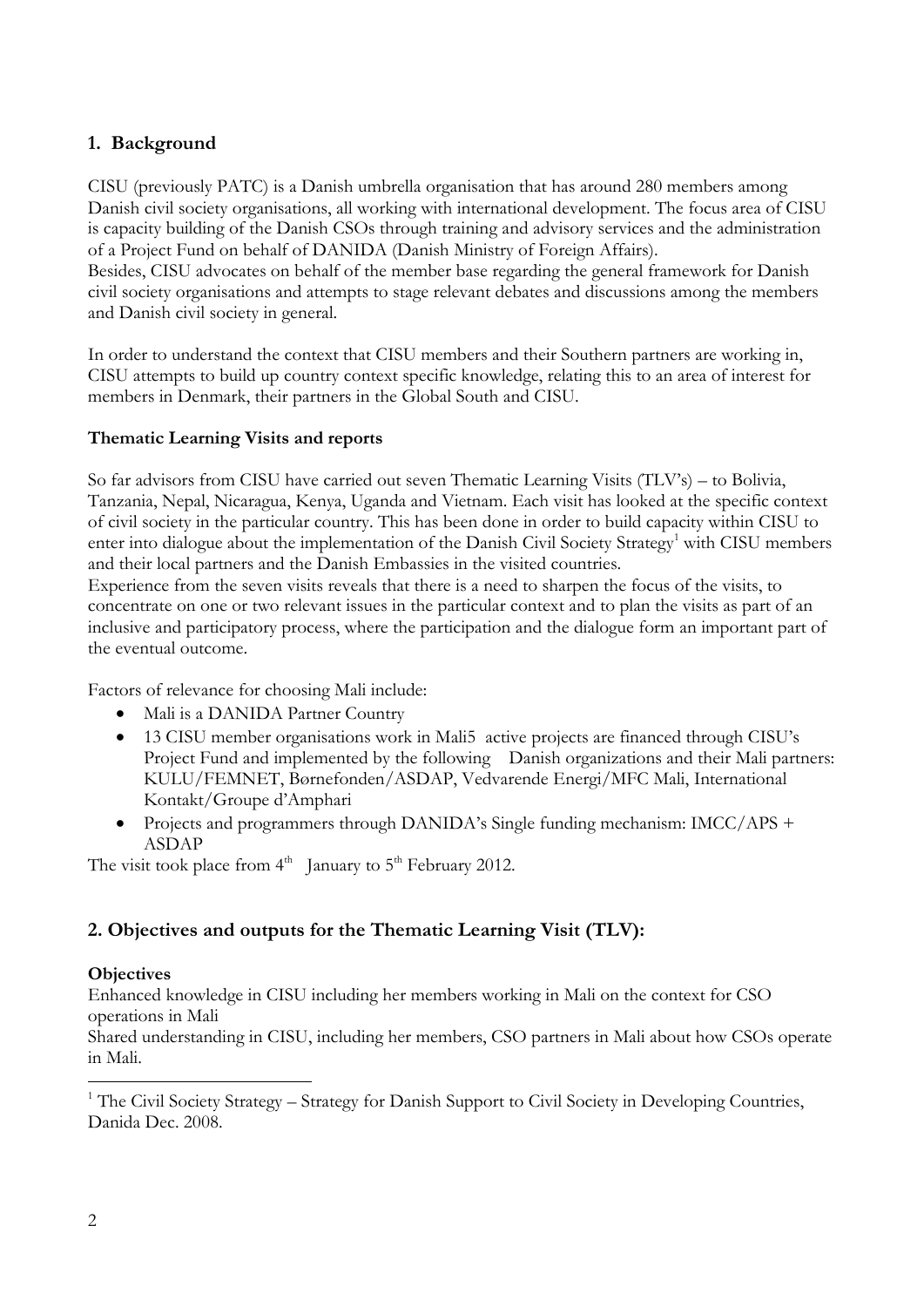## 1. Background

CISU (previously PATC) is a Danish umbrella organisation that has around 280 members among Danish civil society organisations, all working with international development. The focus area of CISU is capacity building of the Danish CSOs through training and advisory services and the administration of a Project Fund on behalf of DANIDA (Danish Ministry of Foreign Affairs).
Besides, CISU advocates on behalf of the member base regarding the general framework for Danish civil society organisations and attempts to stage relevant debates and discussions among the members and Danish civil society in general.

In order to understand the context that CISU members and their Southern partners are working in, CISU attempts to build up country context specific knowledge, relating this to an area of interest for members in Denmark, their partners in the Global South and CISU.

### Thematic Learning Visits and reports

So far advisors from CISU have carried out seven Thematic Learning Visits (TLV's) – to Bolivia, Tanzania, Nepal, Nicaragua, Kenya, Uganda and Vietnam. Each visit has looked at the specific context of civil society in the particular country. This has been done in order to build capacity within CISU to enter into dialogue about the implementation of the Danish Civil Society Strategy[1] with CISU members and their local partners and the Danish Embassies in the visited countries.
Experience from the seven visits reveals that there is a need to sharpen the focus of the visits, to concentrate on one or two relevant issues in the particular context and to plan the visits as part of an inclusive and participatory process, where the participation and the dialogue form an important part of the eventual outcome.

Factors of relevance for choosing Mali include:

- Mali is a DANIDA Partner Country
- 13 CISU member organisations work in Mali5 active projects are financed through CISU's Project Fund and implemented by the following Danish organizations and their Mali partners: KULU/FEMNET, Børnefonden/ASDAP, Vedvarende Energi/MFC Mali, International Kontakt/Groupe d'Amphari
- Projects and programmers through DANIDA's Single funding mechanism: IMCC/APS + ASDAP

The visit took place from 4th January to 5th February 2012.

## 2. Objectives and outputs for the Thematic Learning Visit (TLV):

### Objectives

Enhanced knowledge in CISU including her members working in Mali on the context for CSO operations in Mali

Shared understanding in CISU, including her members, CSO partners in Mali about how CSOs operate in Mali.

[1] The Civil Society Strategy – Strategy for Danish Support to Civil Society in Developing Countries, Danida Dec. 2008.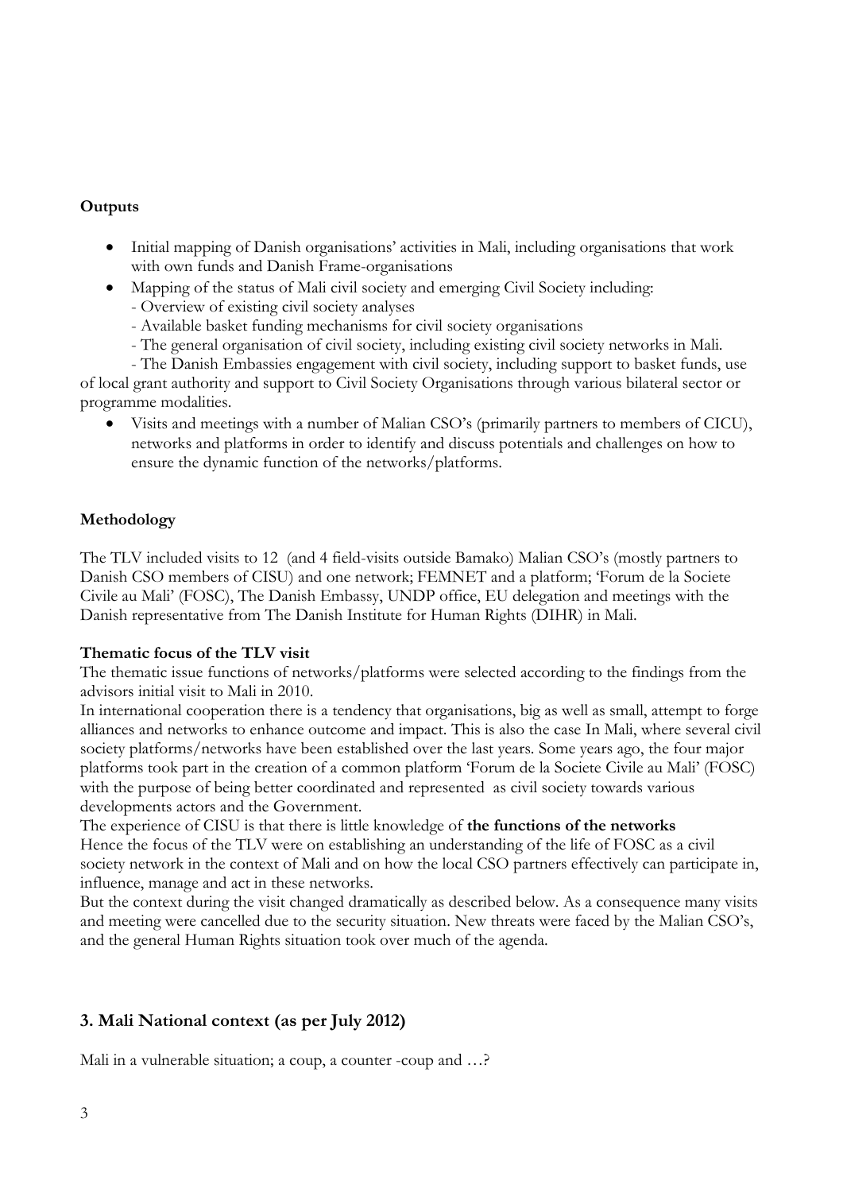**Outputs**

- Initial mapping of Danish organisations' activities in Mali, including organisations that work with own funds and Danish Frame-organisations
- Mapping of the status of Mali civil society and emerging Civil Society including:
  - Overview of existing civil society analyses
  - Available basket funding mechanisms for civil society organisations
  - The general organisation of civil society, including existing civil society networks in Mali.
  - The Danish Embassies engagement with civil society, including support to basket funds, use of local grant authority and support to Civil Society Organisations through various bilateral sector or programme modalities.
- Visits and meetings with a number of Malian CSO's (primarily partners to members of CICU), networks and platforms in order to identify and discuss potentials and challenges on how to ensure the dynamic function of the networks/platforms.

**Methodology**

The TLV included visits to 12 (and 4 field-visits outside Bamako) Malian CSO's (mostly partners to Danish CSO members of CISU) and one network; FEMNET and a platform; 'Forum de la Societe Civile au Mali' (FOSC), The Danish Embassy, UNDP office, EU delegation and meetings with the Danish representative from The Danish Institute for Human Rights (DIHR) in Mali.

**Thematic focus of the TLV visit**

The thematic issue functions of networks/platforms were selected according to the findings from the advisors initial visit to Mali in 2010.

In international cooperation there is a tendency that organisations, big as well as small, attempt to forge alliances and networks to enhance outcome and impact. This is also the case In Mali, where several civil society platforms/networks have been established over the last years. Some years ago, the four major platforms took part in the creation of a common platform 'Forum de la Societe Civile au Mali' (FOSC) with the purpose of being better coordinated and represented as civil society towards various developments actors and the Government.

The experience of CISU is that there is little knowledge of **the functions of the networks**

Hence the focus of the TLV were on establishing an understanding of the life of FOSC as a civil society network in the context of Mali and on how the local CSO partners effectively can participate in, influence, manage and act in these networks.

But the context during the visit changed dramatically as described below. As a consequence many visits and meeting were cancelled due to the security situation. New threats were faced by the Malian CSO's, and the general Human Rights situation took over much of the agenda.

## 3. Mali National context (as per July 2012)

Mali in a vulnerable situation; a coup, a counter -coup and …?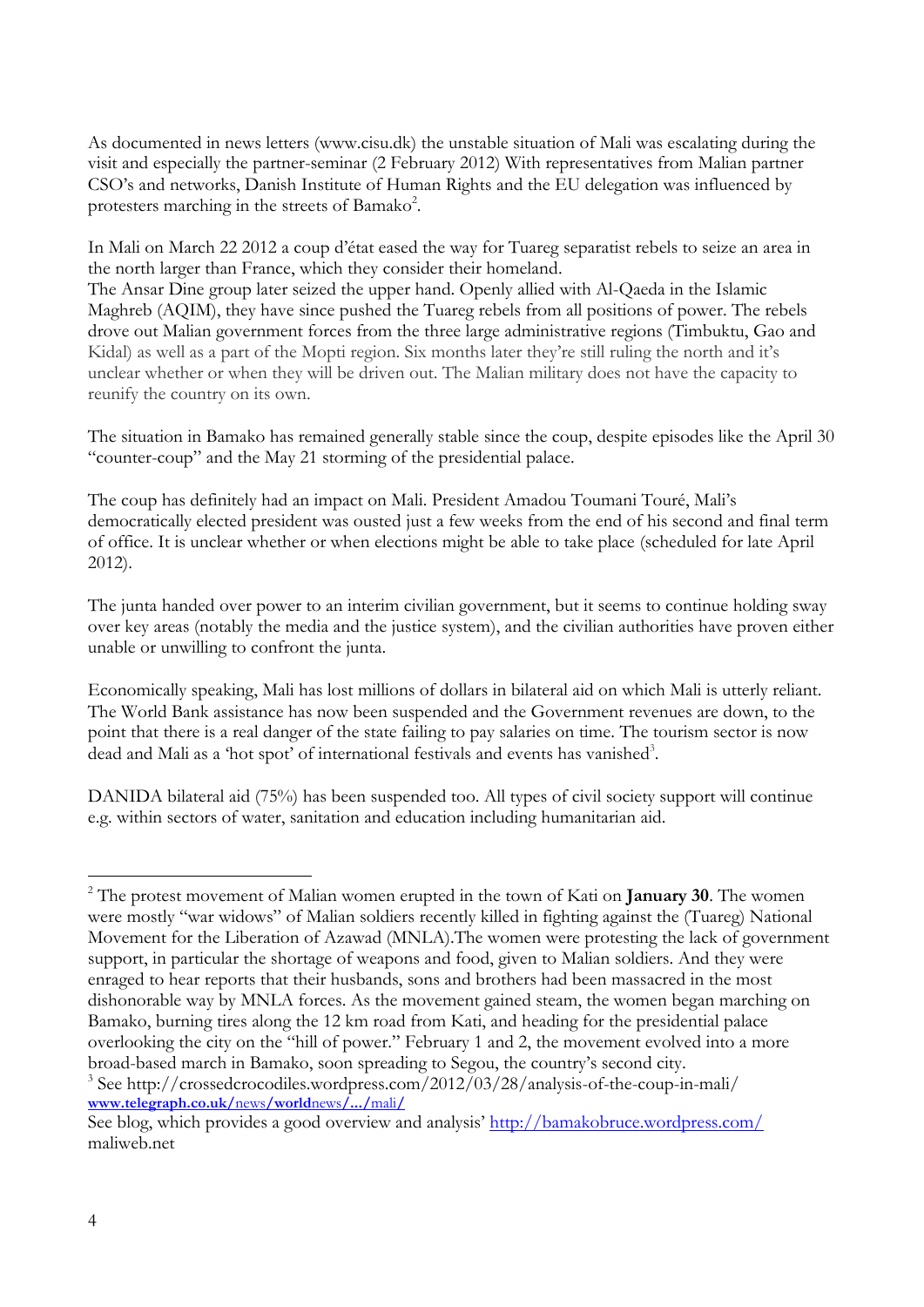As documented in news letters (www.cisu.dk) the unstable situation of Mali was escalating during the visit and especially the partner-seminar (2 February 2012) With representatives from Malian partner CSO's and networks, Danish Institute of Human Rights and the EU delegation was influenced by protesters marching in the streets of Bamako[2].

In Mali on March 22 2012 a coup d'état eased the way for Tuareg separatist rebels to seize an area in the north larger than France, which they consider their homeland.
The Ansar Dine group later seized the upper hand. Openly allied with Al-Qaeda in the Islamic Maghreb (AQIM), they have since pushed the Tuareg rebels from all positions of power. The rebels drove out Malian government forces from the three large administrative regions (Timbuktu, Gao and Kidal) as well as a part of the Mopti region. Six months later they're still ruling the north and it's unclear whether or when they will be driven out. The Malian military does not have the capacity to reunify the country on its own.

The situation in Bamako has remained generally stable since the coup, despite episodes like the April 30 "counter-coup" and the May 21 storming of the presidential palace.

The coup has definitely had an impact on Mali. President Amadou Toumani Touré, Mali's democratically elected president was ousted just a few weeks from the end of his second and final term of office. It is unclear whether or when elections might be able to take place (scheduled for late April 2012).

The junta handed over power to an interim civilian government, but it seems to continue holding sway over key areas (notably the media and the justice system), and the civilian authorities have proven either unable or unwilling to confront the junta.

Economically speaking, Mali has lost millions of dollars in bilateral aid on which Mali is utterly reliant. The World Bank assistance has now been suspended and the Government revenues are down, to the point that there is a real danger of the state failing to pay salaries on time. The tourism sector is now dead and Mali as a 'hot spot' of international festivals and events has vanished[3].

DANIDA bilateral aid (75%) has been suspended too. All types of civil society support will continue e.g. within sectors of water, sanitation and education including humanitarian aid.

---

[2] The protest movement of Malian women erupted in the town of Kati on **January 30**. The women were mostly "war widows" of Malian soldiers recently killed in fighting against the (Tuareg) National Movement for the Liberation of Azawad (MNLA).The women were protesting the lack of government support, in particular the shortage of weapons and food, given to Malian soldiers. And they were enraged to hear reports that their husbands, sons and brothers had been massacred in the most dishonorable way by MNLA forces. As the movement gained steam, the women began marching on Bamako, burning tires along the 12 km road from Kati, and heading for the presidential palace overlooking the city on the "hill of power." February 1 and 2, the movement evolved into a more broad-based march in Bamako, soon spreading to Segou, the country's second city.

[3] See http://crossedcrocodiles.wordpress.com/2012/03/28/analysis-of-the-coup-in-mali/
**www.telegraph.co.uk/**news/**world**news/.../mali/

See blog, which provides a good overview and analysis' http://bamakobruce.wordpress.com/
maliweb.net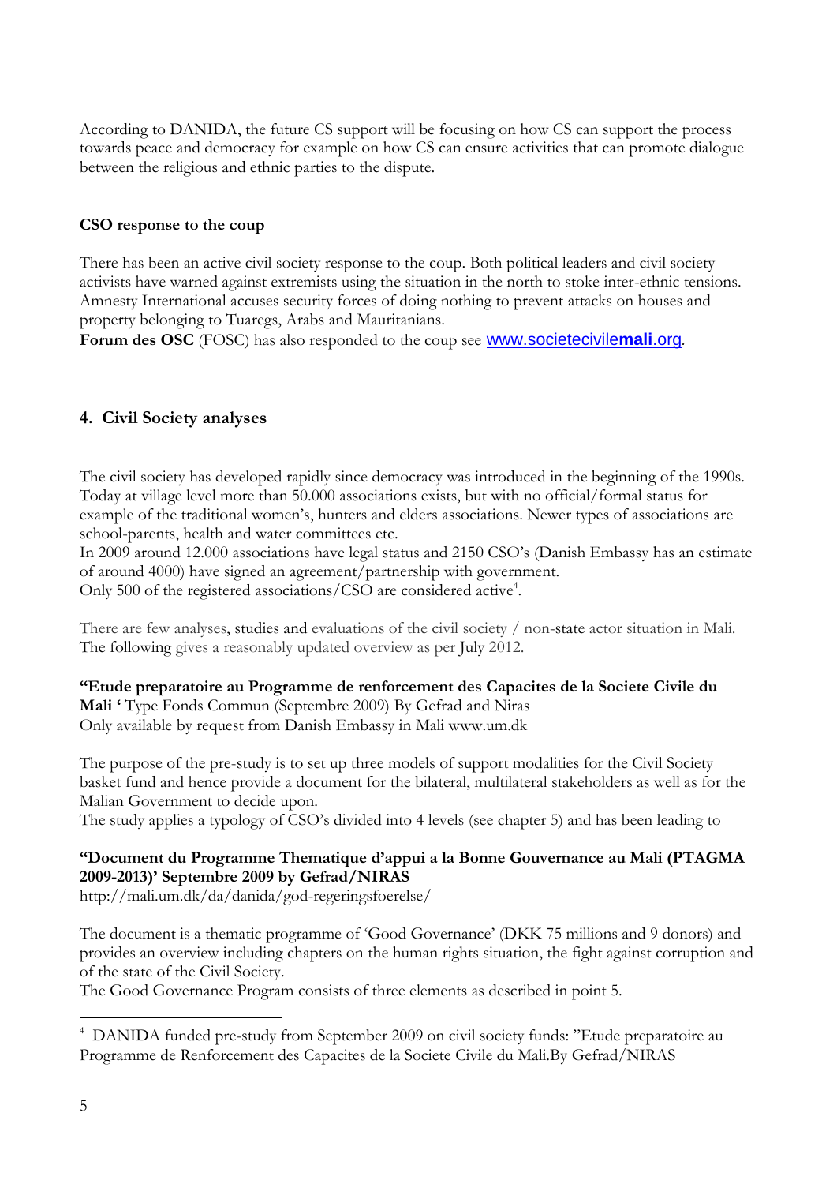According to DANIDA, the future CS support will be focusing on how CS can support the process towards peace and democracy for example on how CS can ensure activities that can promote dialogue between the religious and ethnic parties to the dispute.

**CSO response to the coup**

There has been an active civil society response to the coup. Both political leaders and civil society activists have warned against extremists using the situation in the north to stoke inter-ethnic tensions. Amnesty International accuses security forces of doing nothing to prevent attacks on houses and property belonging to Tuaregs, Arabs and Mauritanians.
**Forum des OSC** (FOSC) has also responded to the coup see www.societecivilemali.org.

## 4. Civil Society analyses

The civil society has developed rapidly since democracy was introduced in the beginning of the 1990s. Today at village level more than 50.000 associations exists, but with no official/formal status for example of the traditional women's, hunters and elders associations. Newer types of associations are school-parents, health and water committees etc.
In 2009 around 12.000 associations have legal status and 2150 CSO's (Danish Embassy has an estimate of around 4000) have signed an agreement/partnership with government.
Only 500 of the registered associations/CSO are considered active[4].

There are few analyses, studies and evaluations of the civil society / non-state actor situation in Mali. The following gives a reasonably updated overview as per July 2012.

**"Etude preparatoire au Programme de renforcement des Capacites de la Societe Civile du Mali '** Type Fonds Commun (Septembre 2009) By Gefrad and Niras
Only available by request from Danish Embassy in Mali www.um.dk

The purpose of the pre-study is to set up three models of support modalities for the Civil Society basket fund and hence provide a document for the bilateral, multilateral stakeholders as well as for the Malian Government to decide upon.
The study applies a typology of CSO's divided into 4 levels (see chapter 5) and has been leading to

**"Document du Programme Thematique d'appui a la Bonne Gouvernance au Mali (PTAGMA 2009-2013)' Septembre 2009 by Gefrad/NIRAS**
http://mali.um.dk/da/danida/god-regeringsfoerelse/

The document is a thematic programme of 'Good Governance' (DKK 75 millions and 9 donors) and provides an overview including chapters on the human rights situation, the fight against corruption and of the state of the Civil Society.
The Good Governance Program consists of three elements as described in point 5.

---

[4] DANIDA funded pre-study from September 2009 on civil society funds: "Etude preparatoire au Programme de Renforcement des Capacites de la Societe Civile du Mali.By Gefrad/NIRAS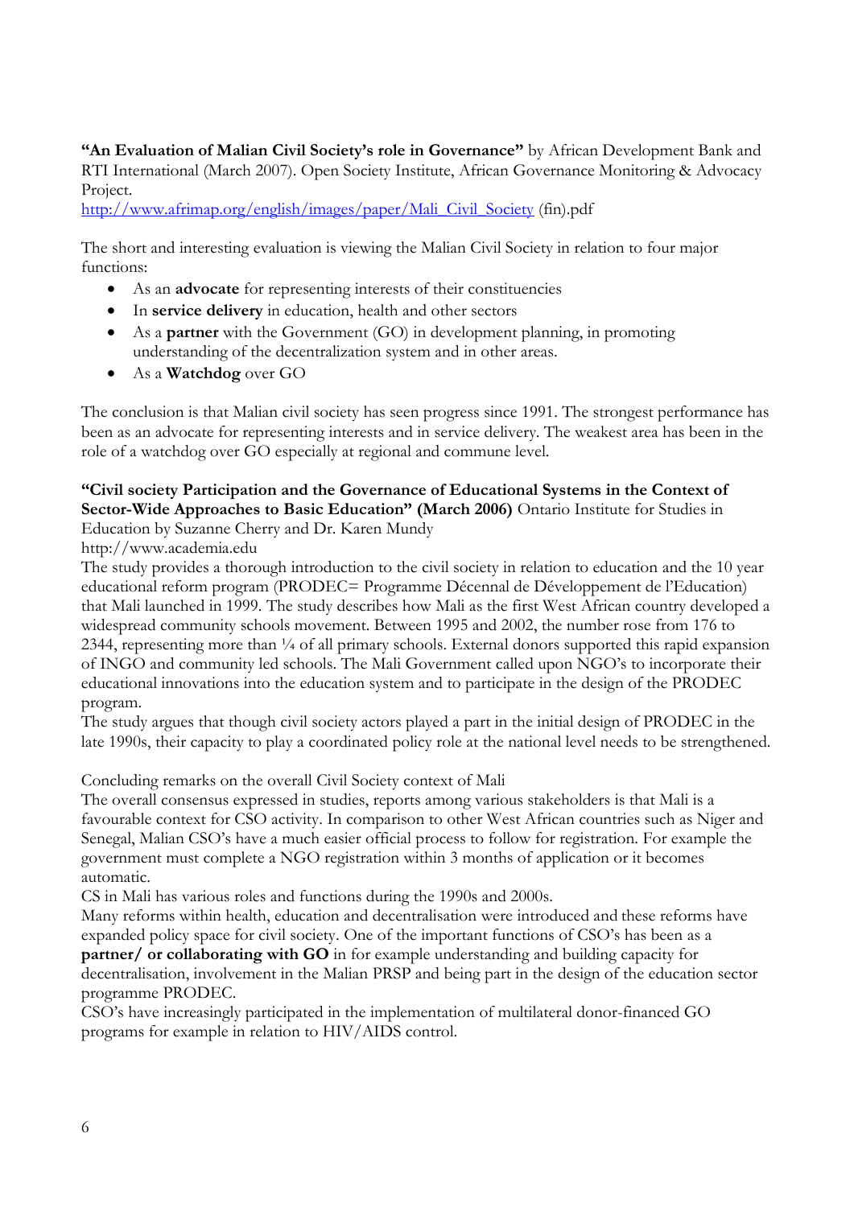**"An Evaluation of Malian Civil Society's role in Governance"** by African Development Bank and RTI International (March 2007). Open Society Institute, African Governance Monitoring & Advocacy Project.
[http://www.afrimap.org/english/images/paper/Mali_Civil_Society](http://www.afrimap.org/english/images/paper/Mali_Civil_Society) (fin).pdf

The short and interesting evaluation is viewing the Malian Civil Society in relation to four major functions:

- As an **advocate** for representing interests of their constituencies
- In **service delivery** in education, health and other sectors
- As a **partner** with the Government (GO) in development planning, in promoting understanding of the decentralization system and in other areas.
- As a **Watchdog** over GO

The conclusion is that Malian civil society has seen progress since 1991. The strongest performance has been as an advocate for representing interests and in service delivery. The weakest area has been in the role of a watchdog over GO especially at regional and commune level.

**"Civil society Participation and the Governance of Educational Systems in the Context of Sector-Wide Approaches to Basic Education" (March 2006)** Ontario Institute for Studies in Education by Suzanne Cherry and Dr. Karen Mundy
http://www.academia.edu
The study provides a thorough introduction to the civil society in relation to education and the 10 year educational reform program (PRODEC= Programme Décennal de Développement de l'Education) that Mali launched in 1999. The study describes how Mali as the first West African country developed a widespread community schools movement. Between 1995 and 2002, the number rose from 176 to 2344, representing more than ¼ of all primary schools. External donors supported this rapid expansion of INGO and community led schools. The Mali Government called upon NGO's to incorporate their educational innovations into the education system and to participate in the design of the PRODEC program.
The study argues that though civil society actors played a part in the initial design of PRODEC in the late 1990s, their capacity to play a coordinated policy role at the national level needs to be strengthened.

Concluding remarks on the overall Civil Society context of Mali
The overall consensus expressed in studies, reports among various stakeholders is that Mali is a favourable context for CSO activity. In comparison to other West African countries such as Niger and Senegal, Malian CSO's have a much easier official process to follow for registration. For example the government must complete a NGO registration within 3 months of application or it becomes automatic.
CS in Mali has various roles and functions during the 1990s and 2000s.
Many reforms within health, education and decentralisation were introduced and these reforms have expanded policy space for civil society. One of the important functions of CSO's has been as a **partner/ or collaborating with GO** in for example understanding and building capacity for decentralisation, involvement in the Malian PRSP and being part in the design of the education sector programme PRODEC.
CSO's have increasingly participated in the implementation of multilateral donor-financed GO programs for example in relation to HIV/AIDS control.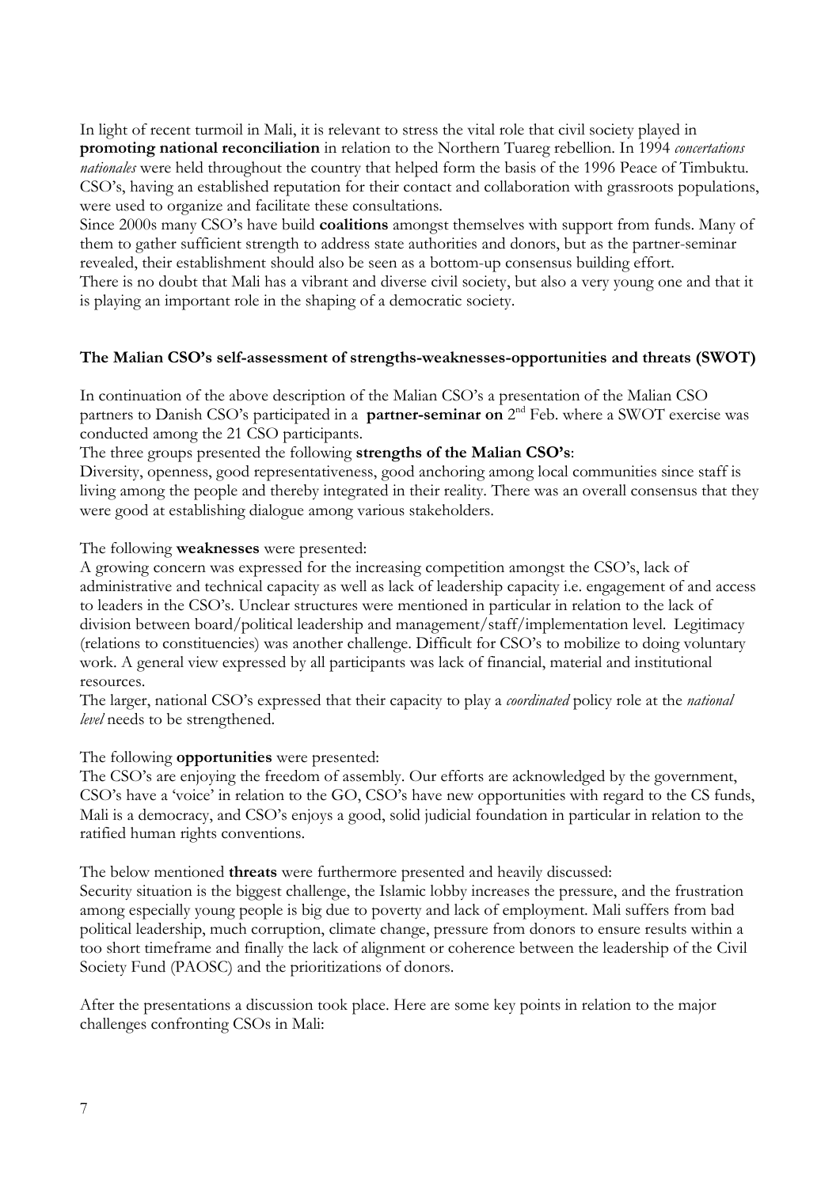In light of recent turmoil in Mali, it is relevant to stress the vital role that civil society played in **promoting national reconciliation** in relation to the Northern Tuareg rebellion. In 1994 *concertations nationales* were held throughout the country that helped form the basis of the 1996 Peace of Timbuktu. CSO's, having an established reputation for their contact and collaboration with grassroots populations, were used to organize and facilitate these consultations.

Since 2000s many CSO's have build **coalitions** amongst themselves with support from funds. Many of them to gather sufficient strength to address state authorities and donors, but as the partner-seminar revealed, their establishment should also be seen as a bottom-up consensus building effort.

There is no doubt that Mali has a vibrant and diverse civil society, but also a very young one and that it is playing an important role in the shaping of a democratic society.

**The Malian CSO's self-assessment of strengths-weaknesses-opportunities and threats (SWOT)**

In continuation of the above description of the Malian CSO's a presentation of the Malian CSO partners to Danish CSO's participated in a **partner-seminar on** 2nd Feb. where a SWOT exercise was conducted among the 21 CSO participants.

The three groups presented the following **strengths of the Malian CSO's**:

Diversity, openness, good representativeness, good anchoring among local communities since staff is living among the people and thereby integrated in their reality. There was an overall consensus that they were good at establishing dialogue among various stakeholders.

The following **weaknesses** were presented:

A growing concern was expressed for the increasing competition amongst the CSO's, lack of administrative and technical capacity as well as lack of leadership capacity i.e. engagement of and access to leaders in the CSO's. Unclear structures were mentioned in particular in relation to the lack of division between board/political leadership and management/staff/implementation level. Legitimacy (relations to constituencies) was another challenge. Difficult for CSO's to mobilize to doing voluntary work. A general view expressed by all participants was lack of financial, material and institutional resources.

The larger, national CSO's expressed that their capacity to play a *coordinated* policy role at the *national level* needs to be strengthened.

The following **opportunities** were presented:

The CSO's are enjoying the freedom of assembly. Our efforts are acknowledged by the government, CSO's have a 'voice' in relation to the GO, CSO's have new opportunities with regard to the CS funds, Mali is a democracy, and CSO's enjoys a good, solid judicial foundation in particular in relation to the ratified human rights conventions.

The below mentioned **threats** were furthermore presented and heavily discussed:

Security situation is the biggest challenge, the Islamic lobby increases the pressure, and the frustration among especially young people is big due to poverty and lack of employment. Mali suffers from bad political leadership, much corruption, climate change, pressure from donors to ensure results within a too short timeframe and finally the lack of alignment or coherence between the leadership of the Civil Society Fund (PAOSC) and the prioritizations of donors.

After the presentations a discussion took place. Here are some key points in relation to the major challenges confronting CSOs in Mali: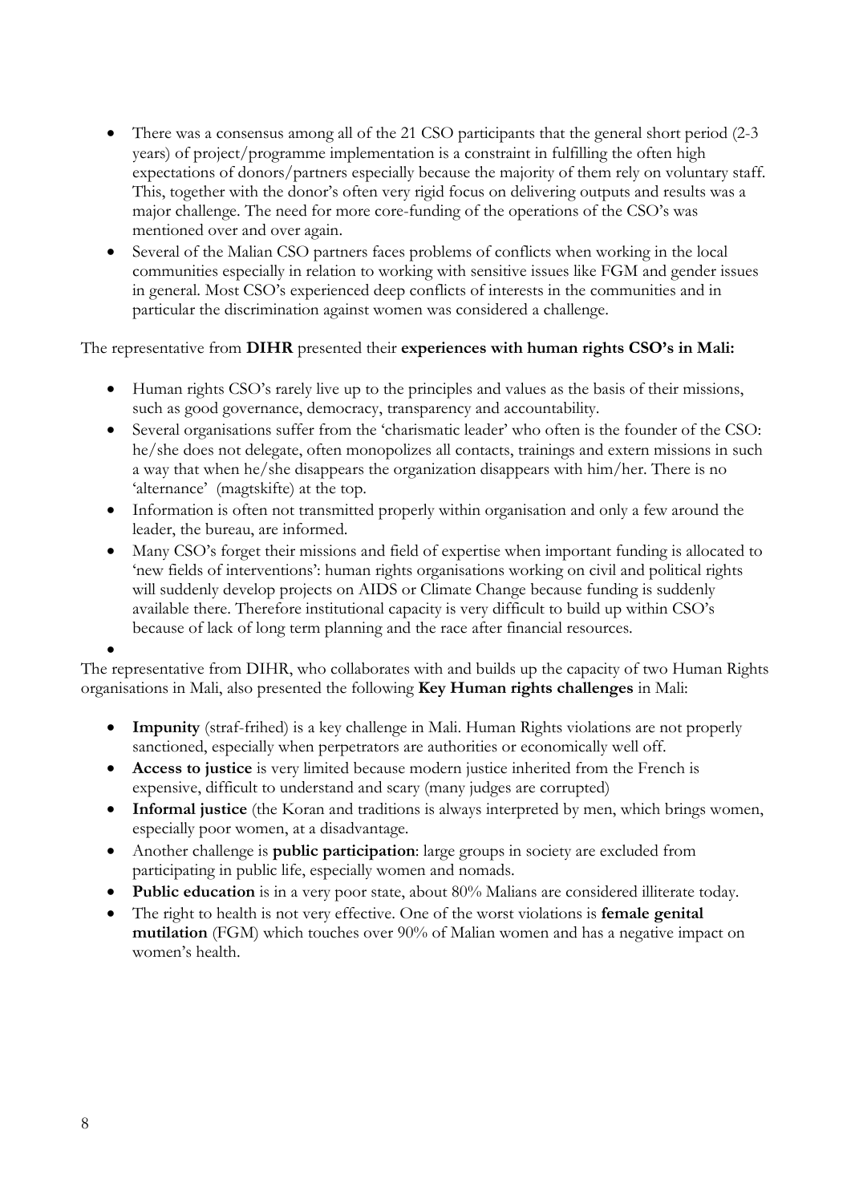- There was a consensus among all of the 21 CSO participants that the general short period (2-3 years) of project/programme implementation is a constraint in fulfilling the often high expectations of donors/partners especially because the majority of them rely on voluntary staff. This, together with the donor's often very rigid focus on delivering outputs and results was a major challenge. The need for more core-funding of the operations of the CSO's was mentioned over and over again.
- Several of the Malian CSO partners faces problems of conflicts when working in the local communities especially in relation to working with sensitive issues like FGM and gender issues in general. Most CSO's experienced deep conflicts of interests in the communities and in particular the discrimination against women was considered a challenge.

The representative from **DIHR** presented their **experiences with human rights CSO's in Mali:**

- Human rights CSO's rarely live up to the principles and values as the basis of their missions, such as good governance, democracy, transparency and accountability.
- Several organisations suffer from the 'charismatic leader' who often is the founder of the CSO: he/she does not delegate, often monopolizes all contacts, trainings and extern missions in such a way that when he/she disappears the organization disappears with him/her. There is no 'alternance' (magtskifte) at the top.
- Information is often not transmitted properly within organisation and only a few around the leader, the bureau, are informed.
- Many CSO's forget their missions and field of expertise when important funding is allocated to 'new fields of interventions': human rights organisations working on civil and political rights will suddenly develop projects on AIDS or Climate Change because funding is suddenly available there. Therefore institutional capacity is very difficult to build up within CSO's because of lack of long term planning and the race after financial resources.

The representative from DIHR, who collaborates with and builds up the capacity of two Human Rights organisations in Mali, also presented the following **Key Human rights challenges** in Mali:

- **Impunity** (straf-frihed) is a key challenge in Mali. Human Rights violations are not properly sanctioned, especially when perpetrators are authorities or economically well off.
- **Access to justice** is very limited because modern justice inherited from the French is expensive, difficult to understand and scary (many judges are corrupted)
- **Informal justice** (the Koran and traditions is always interpreted by men, which brings women, especially poor women, at a disadvantage.
- Another challenge is **public participation**: large groups in society are excluded from participating in public life, especially women and nomads.
- **Public education** is in a very poor state, about 80% Malians are considered illiterate today.
- The right to health is not very effective. One of the worst violations is **female genital mutilation** (FGM) which touches over 90% of Malian women and has a negative impact on women's health.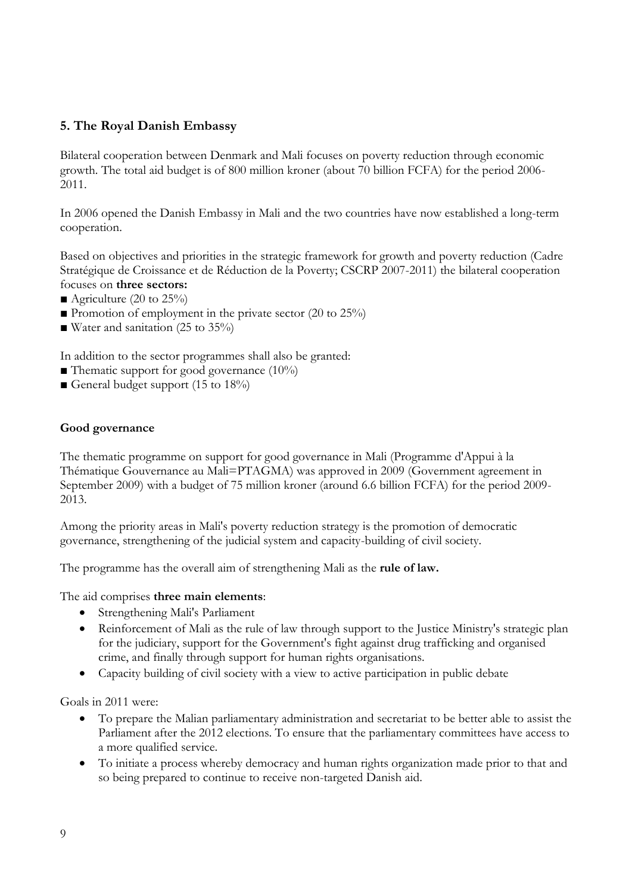## 5. The Royal Danish Embassy

Bilateral cooperation between Denmark and Mali focuses on poverty reduction through economic growth. The total aid budget is of 800 million kroner (about 70 billion FCFA) for the period 2006-2011.

In 2006 opened the Danish Embassy in Mali and the two countries have now established a long-term cooperation.

Based on objectives and priorities in the strategic framework for growth and poverty reduction (Cadre Stratégique de Croissance et de Réduction de la Poverty; CSCRP 2007-2011) the bilateral cooperation focuses on **three sectors:**

- Agriculture (20 to 25%)
- Promotion of employment in the private sector (20 to 25%)
- Water and sanitation (25 to 35%)

In addition to the sector programmes shall also be granted:

- Thematic support for good governance (10%)
- General budget support (15 to 18%)

### Good governance

The thematic programme on support for good governance in Mali (Programme d'Appui à la Thématique Gouvernance au Mali=PTAGMA) was approved in 2009 (Government agreement in September 2009) with a budget of 75 million kroner (around 6.6 billion FCFA) for the period 2009-2013.

Among the priority areas in Mali's poverty reduction strategy is the promotion of democratic governance, strengthening of the judicial system and capacity-building of civil society.

The programme has the overall aim of strengthening Mali as the **rule of law.**

The aid comprises **three main elements**:

- Strengthening Mali's Parliament
- Reinforcement of Mali as the rule of law through support to the Justice Ministry's strategic plan for the judiciary, support for the Government's fight against drug trafficking and organised crime, and finally through support for human rights organisations.
- Capacity building of civil society with a view to active participation in public debate

Goals in 2011 were:

- To prepare the Malian parliamentary administration and secretariat to be better able to assist the Parliament after the 2012 elections. To ensure that the parliamentary committees have access to a more qualified service.
- To initiate a process whereby democracy and human rights organization made prior to that and so being prepared to continue to receive non-targeted Danish aid.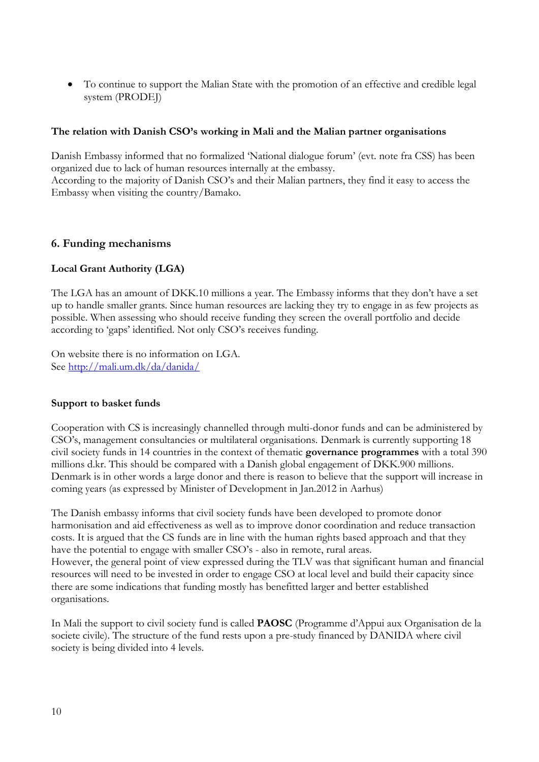- To continue to support the Malian State with the promotion of an effective and credible legal system (PRODEJ)

**The relation with Danish CSO's working in Mali and the Malian partner organisations**

Danish Embassy informed that no formalized 'National dialogue forum' (evt. note fra CSS) has been organized due to lack of human resources internally at the embassy.
According to the majority of Danish CSO's and their Malian partners, they find it easy to access the Embassy when visiting the country/Bamako.

## 6. Funding mechanisms

**Local Grant Authority (LGA)**

The LGA has an amount of DKK.10 millions a year. The Embassy informs that they don't have a set up to handle smaller grants. Since human resources are lacking they try to engage in as few projects as possible. When assessing who should receive funding they screen the overall portfolio and decide according to 'gaps' identified. Not only CSO's receives funding.

On website there is no information on LGA.
See http://mali.um.dk/da/danida/

**Support to basket funds**

Cooperation with CS is increasingly channelled through multi-donor funds and can be administered by CSO's, management consultancies or multilateral organisations. Denmark is currently supporting 18 civil society funds in 14 countries in the context of thematic **governance programmes** with a total 390 millions d.kr. This should be compared with a Danish global engagement of DKK.900 millions. Denmark is in other words a large donor and there is reason to believe that the support will increase in coming years (as expressed by Minister of Development in Jan.2012 in Aarhus)

The Danish embassy informs that civil society funds have been developed to promote donor harmonisation and aid effectiveness as well as to improve donor coordination and reduce transaction costs. It is argued that the CS funds are in line with the human rights based approach and that they have the potential to engage with smaller CSO's - also in remote, rural areas.
However, the general point of view expressed during the TLV was that significant human and financial resources will need to be invested in order to engage CSO at local level and build their capacity since there are some indications that funding mostly has benefitted larger and better established organisations.

In Mali the support to civil society fund is called **PAOSC** (Programme d'Appui aux Organisation de la societe civile). The structure of the fund rests upon a pre-study financed by DANIDA where civil society is being divided into 4 levels.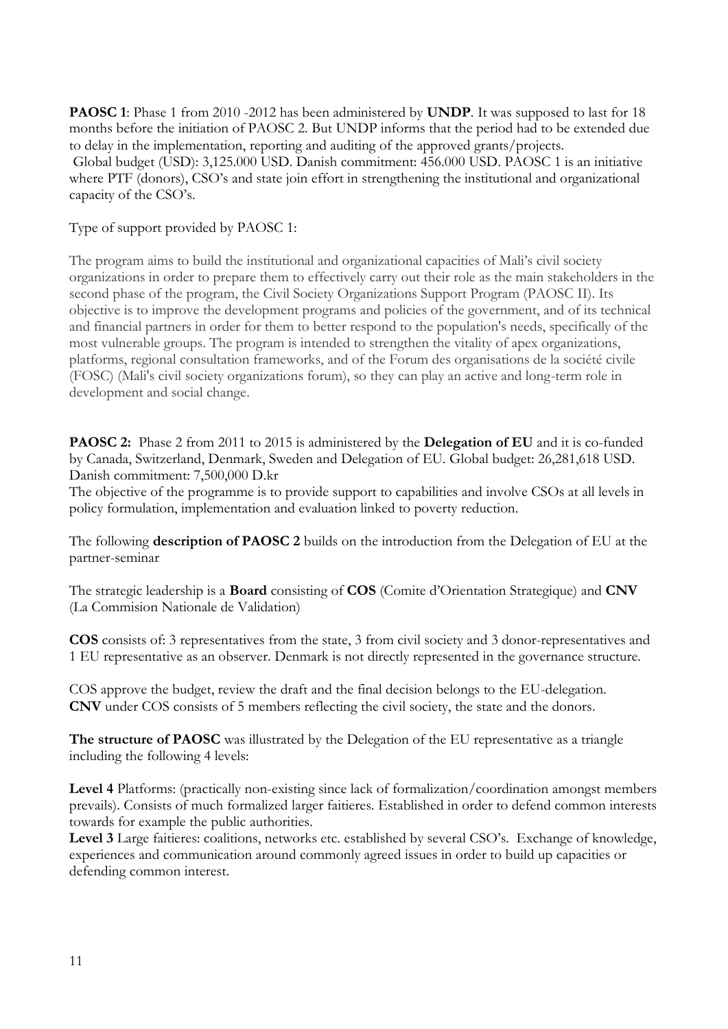**PAOSC 1**: Phase 1 from 2010 -2012 has been administered by **UNDP**. It was supposed to last for 18 months before the initiation of PAOSC 2. But UNDP informs that the period had to be extended due to delay in the implementation, reporting and auditing of the approved grants/projects.
Global budget (USD): 3,125.000 USD. Danish commitment: 456.000 USD. PAOSC 1 is an initiative where PTF (donors), CSO's and state join effort in strengthening the institutional and organizational capacity of the CSO's.

Type of support provided by PAOSC 1:

The program aims to build the institutional and organizational capacities of Mali's civil society organizations in order to prepare them to effectively carry out their role as the main stakeholders in the second phase of the program, the Civil Society Organizations Support Program (PAOSC II). Its objective is to improve the development programs and policies of the government, and of its technical and financial partners in order for them to better respond to the population's needs, specifically of the most vulnerable groups. The program is intended to strengthen the vitality of apex organizations, platforms, regional consultation frameworks, and of the Forum des organisations de la société civile (FOSC) (Mali's civil society organizations forum), so they can play an active and long-term role in development and social change.

**PAOSC 2:** Phase 2 from 2011 to 2015 is administered by the **Delegation of EU** and it is co-funded by Canada, Switzerland, Denmark, Sweden and Delegation of EU. Global budget: 26,281,618 USD. Danish commitment: 7,500,000 D.kr
The objective of the programme is to provide support to capabilities and involve CSOs at all levels in policy formulation, implementation and evaluation linked to poverty reduction.

The following **description of PAOSC 2** builds on the introduction from the Delegation of EU at the partner-seminar

The strategic leadership is a **Board** consisting of **COS** (Comite d'Orientation Strategique) and **CNV** (La Commision Nationale de Validation)

**COS** consists of: 3 representatives from the state, 3 from civil society and 3 donor-representatives and 1 EU representative as an observer. Denmark is not directly represented in the governance structure.

COS approve the budget, review the draft and the final decision belongs to the EU-delegation.
**CNV** under COS consists of 5 members reflecting the civil society, the state and the donors.

**The structure of PAOSC** was illustrated by the Delegation of the EU representative as a triangle including the following 4 levels:

**Level 4** Platforms: (practically non-existing since lack of formalization/coordination amongst members prevails). Consists of much formalized larger faitieres. Established in order to defend common interests towards for example the public authorities.
**Level 3** Large faitieres: coalitions, networks etc. established by several CSO's. Exchange of knowledge, experiences and communication around commonly agreed issues in order to build up capacities or defending common interest.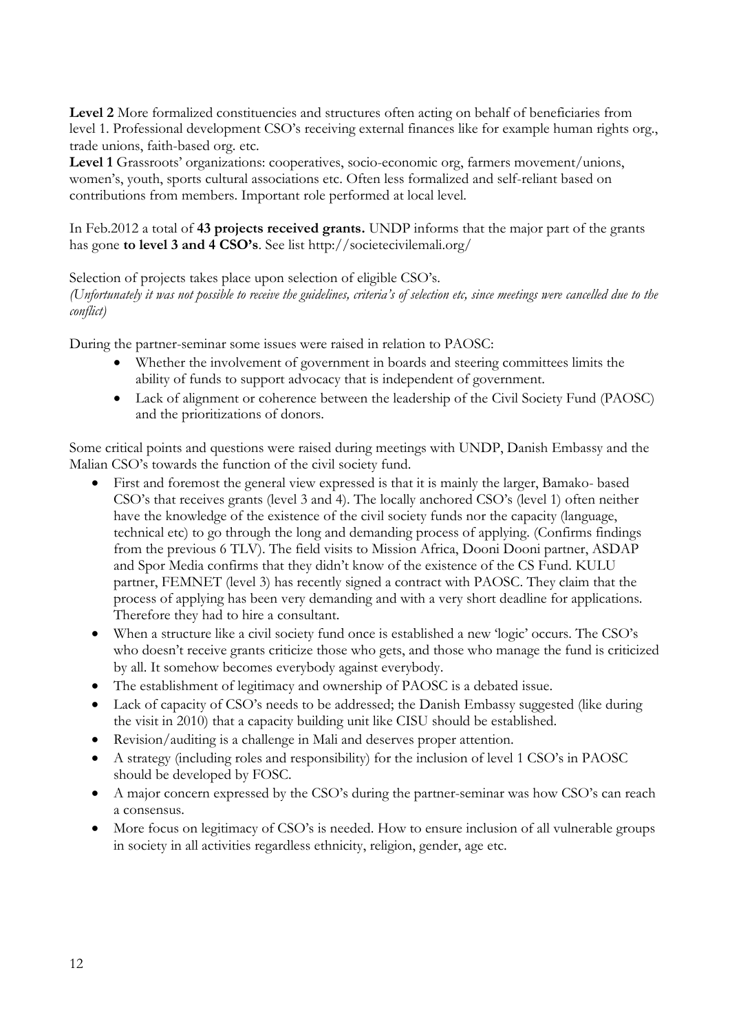**Level 2** More formalized constituencies and structures often acting on behalf of beneficiaries from level 1. Professional development CSO's receiving external finances like for example human rights org., trade unions, faith-based org. etc.
**Level 1** Grassroots' organizations: cooperatives, socio-economic org, farmers movement/unions, women's, youth, sports cultural associations etc. Often less formalized and self-reliant based on contributions from members. Important role performed at local level.

In Feb.2012 a total of **43 projects received grants.** UNDP informs that the major part of the grants has gone **to level 3 and 4 CSO's**. See list http://societecivilemali.org/

Selection of projects takes place upon selection of eligible CSO's.
*(Unfortunately it was not possible to receive the guidelines, criteria's of selection etc, since meetings were cancelled due to the conflict)*

During the partner-seminar some issues were raised in relation to PAOSC:

- Whether the involvement of government in boards and steering committees limits the ability of funds to support advocacy that is independent of government.
- Lack of alignment or coherence between the leadership of the Civil Society Fund (PAOSC) and the prioritizations of donors.

Some critical points and questions were raised during meetings with UNDP, Danish Embassy and the Malian CSO's towards the function of the civil society fund.

- First and foremost the general view expressed is that it is mainly the larger, Bamako- based CSO's that receives grants (level 3 and 4). The locally anchored CSO's (level 1) often neither have the knowledge of the existence of the civil society funds nor the capacity (language, technical etc) to go through the long and demanding process of applying. (Confirms findings from the previous 6 TLV). The field visits to Mission Africa, Dooni Dooni partner, ASDAP and Spor Media confirms that they didn't know of the existence of the CS Fund. KULU partner, FEMNET (level 3) has recently signed a contract with PAOSC. They claim that the process of applying has been very demanding and with a very short deadline for applications. Therefore they had to hire a consultant.
- When a structure like a civil society fund once is established a new 'logic' occurs. The CSO's who doesn't receive grants criticize those who gets, and those who manage the fund is criticized by all. It somehow becomes everybody against everybody.
- The establishment of legitimacy and ownership of PAOSC is a debated issue.
- Lack of capacity of CSO's needs to be addressed; the Danish Embassy suggested (like during the visit in 2010) that a capacity building unit like CISU should be established.
- Revision/auditing is a challenge in Mali and deserves proper attention.
- A strategy (including roles and responsibility) for the inclusion of level 1 CSO's in PAOSC should be developed by FOSC.
- A major concern expressed by the CSO's during the partner-seminar was how CSO's can reach a consensus.
- More focus on legitimacy of CSO's is needed. How to ensure inclusion of all vulnerable groups in society in all activities regardless ethnicity, religion, gender, age etc.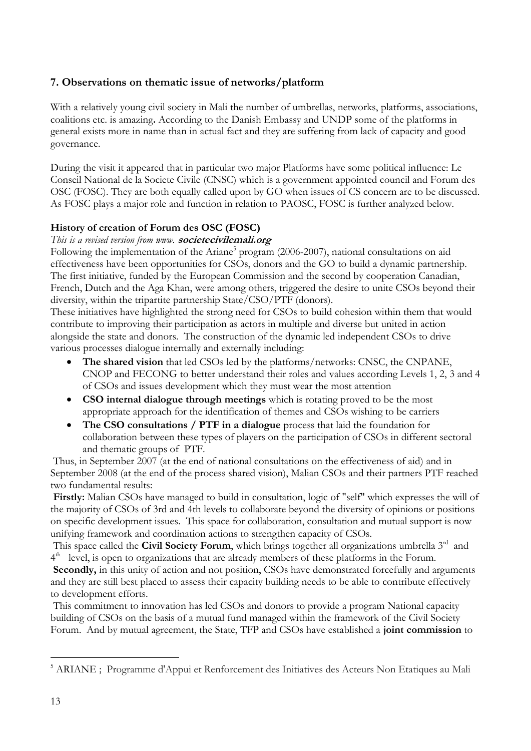## 7. Observations on thematic issue of networks/platform

With a relatively young civil society in Mali the number of umbrellas, networks, platforms, associations, coalitions etc. is amazing**.** According to the Danish Embassy and UNDP some of the platforms in general exists more in name than in actual fact and they are suffering from lack of capacity and good governance.

During the visit it appeared that in particular two major Platforms have some political influence: Le Conseil National de la Societe Civile (CNSC) which is a government appointed council and Forum des OSC (FOSC). They are both equally called upon by GO when issues of CS concern are to be discussed. As FOSC plays a major role and function in relation to PAOSC, FOSC is further analyzed below.

### History of creation of Forum des OSC (FOSC)

*This is a revised version from www.* ***societecivilemali.org***

Following the implementation of the Ariane[5] program (2006-2007), national consultations on aid effectiveness have been opportunities for CSOs, donors and the GO to build a dynamic partnership. The first initiative, funded by the European Commission and the second by cooperation Canadian, French, Dutch and the Aga Khan, were among others, triggered the desire to unite CSOs beyond their diversity, within the tripartite partnership State/CSO/PTF (donors).

These initiatives have highlighted the strong need for CSOs to build cohesion within them that would contribute to improving their participation as actors in multiple and diverse but united in action alongside the state and donors. The construction of the dynamic led independent CSOs to drive various processes dialogue internally and externally including:

- **The shared vision** that led CSOs led by the platforms/networks: CNSC, the CNPANE, CNOP and FECONG to better understand their roles and values according Levels 1, 2, 3 and 4 of CSOs and issues development which they must wear the most attention
- **CSO internal dialogue through meetings** which is rotating proved to be the most appropriate approach for the identification of themes and CSOs wishing to be carriers
- **The CSO consultations / PTF in a dialogue** process that laid the foundation for collaboration between these types of players on the participation of CSOs in different sectoral and thematic groups of PTF.

Thus, in September 2007 (at the end of national consultations on the effectiveness of aid) and in September 2008 (at the end of the process shared vision), Malian CSOs and their partners PTF reached two fundamental results:

**Firstly:** Malian CSOs have managed to build in consultation, logic of "self" which expresses the will of the majority of CSOs of 3rd and 4th levels to collaborate beyond the diversity of opinions or positions on specific development issues. This space for collaboration, consultation and mutual support is now unifying framework and coordination actions to strengthen capacity of CSOs.

This space called the **Civil Society Forum**, which brings together all organizations umbrella 3rd and 4th level, is open to organizations that are already members of these platforms in the Forum.

**Secondly,** in this unity of action and not position, CSOs have demonstrated forcefully and arguments and they are still best placed to assess their capacity building needs to be able to contribute effectively to development efforts.

This commitment to innovation has led CSOs and donors to provide a program National capacity building of CSOs on the basis of a mutual fund managed within the framework of the Civil Society Forum. And by mutual agreement, the State, TFP and CSOs have established a **joint commission** to

[5] ARIANE ; Programme d'Appui et Renforcement des Initiatives des Acteurs Non Etatiques au Mali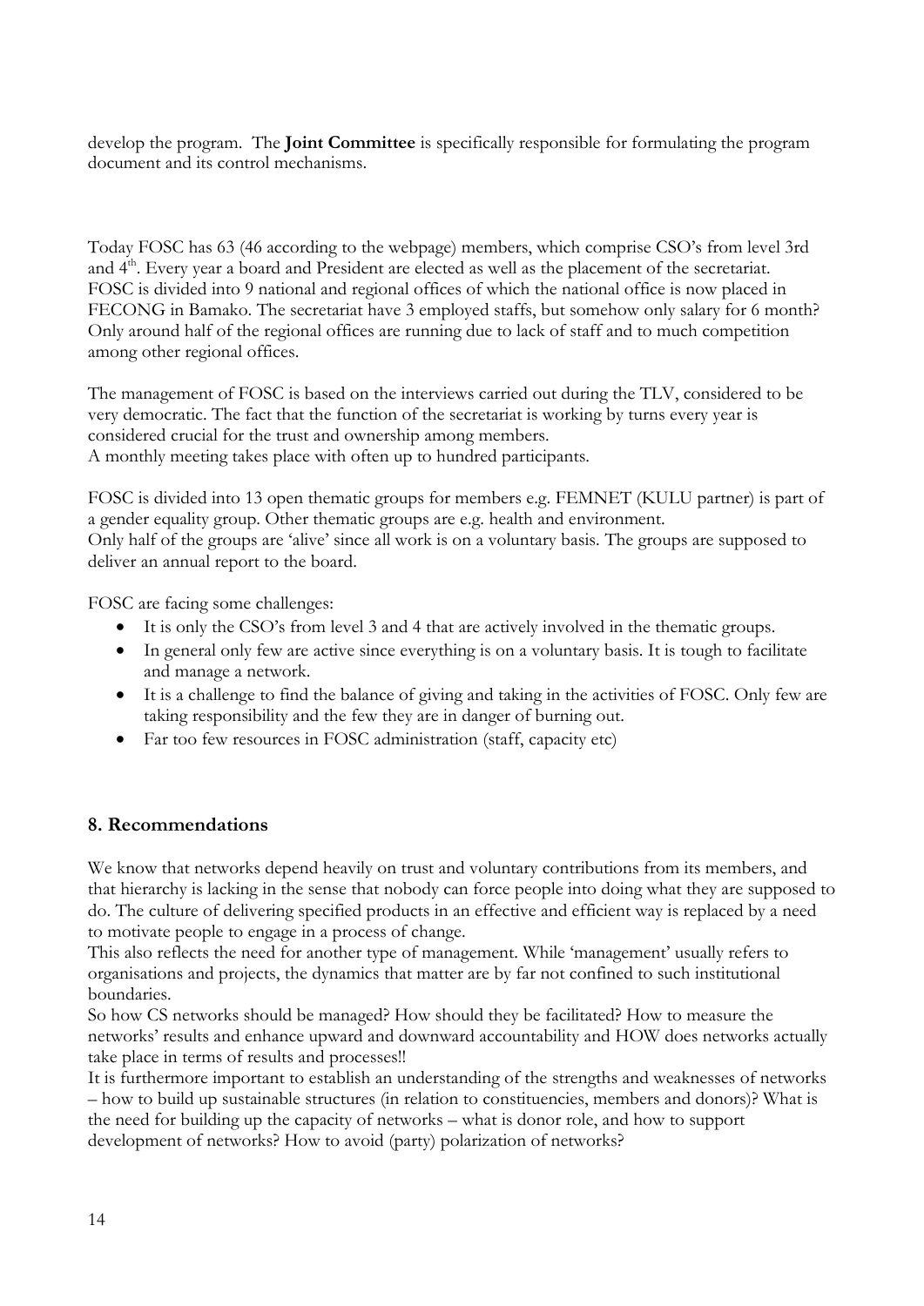develop the program. The **Joint Committee** is specifically responsible for formulating the program document and its control mechanisms.

Today FOSC has 63 (46 according to the webpage) members, which comprise CSO's from level 3rd and 4th. Every year a board and President are elected as well as the placement of the secretariat. FOSC is divided into 9 national and regional offices of which the national office is now placed in FECONG in Bamako. The secretariat have 3 employed staffs, but somehow only salary for 6 month? Only around half of the regional offices are running due to lack of staff and to much competition among other regional offices.

The management of FOSC is based on the interviews carried out during the TLV, considered to be very democratic. The fact that the function of the secretariat is working by turns every year is considered crucial for the trust and ownership among members.
A monthly meeting takes place with often up to hundred participants.

FOSC is divided into 13 open thematic groups for members e.g. FEMNET (KULU partner) is part of a gender equality group. Other thematic groups are e.g. health and environment.
Only half of the groups are 'alive' since all work is on a voluntary basis. The groups are supposed to deliver an annual report to the board.

FOSC are facing some challenges:

- It is only the CSO's from level 3 and 4 that are actively involved in the thematic groups.
- In general only few are active since everything is on a voluntary basis. It is tough to facilitate and manage a network.
- It is a challenge to find the balance of giving and taking in the activities of FOSC. Only few are taking responsibility and the few they are in danger of burning out.
- Far too few resources in FOSC administration (staff, capacity etc)

## 8. Recommendations

We know that networks depend heavily on trust and voluntary contributions from its members, and that hierarchy is lacking in the sense that nobody can force people into doing what they are supposed to do. The culture of delivering specified products in an effective and efficient way is replaced by a need to motivate people to engage in a process of change.
This also reflects the need for another type of management. While 'management' usually refers to organisations and projects, the dynamics that matter are by far not confined to such institutional boundaries.
So how CS networks should be managed? How should they be facilitated? How to measure the networks' results and enhance upward and downward accountability and HOW does networks actually take place in terms of results and processes!!
It is furthermore important to establish an understanding of the strengths and weaknesses of networks – how to build up sustainable structures (in relation to constituencies, members and donors)? What is the need for building up the capacity of networks – what is donor role, and how to support development of networks? How to avoid (party) polarization of networks?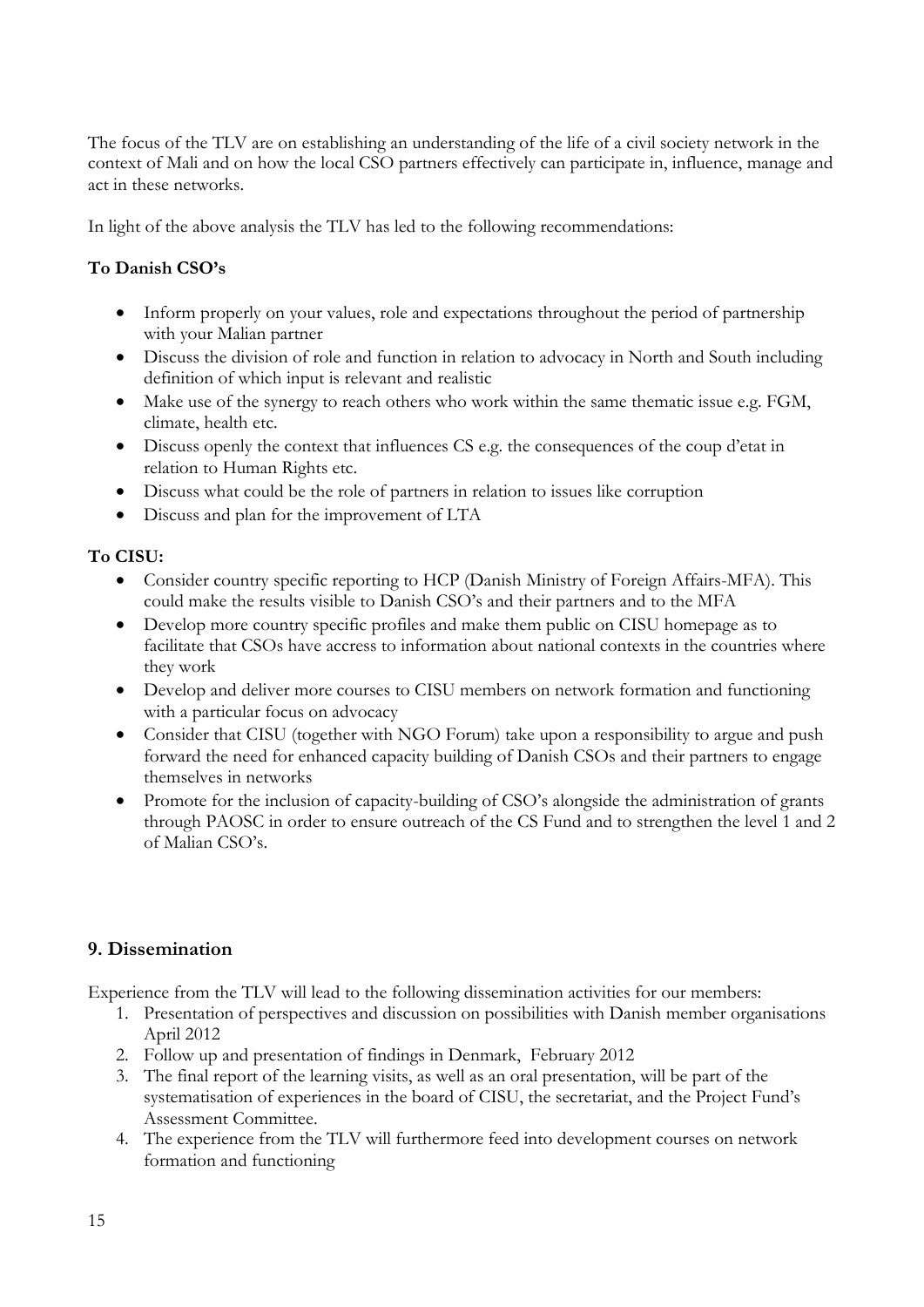The focus of the TLV are on establishing an understanding of the life of a civil society network in the context of Mali and on how the local CSO partners effectively can participate in, influence, manage and act in these networks.

In light of the above analysis the TLV has led to the following recommendations:

**To Danish CSO's**

- Inform properly on your values, role and expectations throughout the period of partnership with your Malian partner
- Discuss the division of role and function in relation to advocacy in North and South including definition of which input is relevant and realistic
- Make use of the synergy to reach others who work within the same thematic issue e.g. FGM, climate, health etc.
- Discuss openly the context that influences CS e.g. the consequences of the coup d'etat in relation to Human Rights etc.
- Discuss what could be the role of partners in relation to issues like corruption
- Discuss and plan for the improvement of LTA

**To CISU:**

- Consider country specific reporting to HCP (Danish Ministry of Foreign Affairs-MFA). This could make the results visible to Danish CSO's and their partners and to the MFA
- Develop more country specific profiles and make them public on CISU homepage as to facilitate that CSOs have accress to information about national contexts in the countries where they work
- Develop and deliver more courses to CISU members on network formation and functioning with a particular focus on advocacy
- Consider that CISU (together with NGO Forum) take upon a responsibility to argue and push forward the need for enhanced capacity building of Danish CSOs and their partners to engage themselves in networks
- Promote for the inclusion of capacity-building of CSO's alongside the administration of grants through PAOSC in order to ensure outreach of the CS Fund and to strengthen the level 1 and 2 of Malian CSO's.

## 9. Dissemination

Experience from the TLV will lead to the following dissemination activities for our members:

1. Presentation of perspectives and discussion on possibilities with Danish member organisations April 2012
2. Follow up and presentation of findings in Denmark, February 2012
3. The final report of the learning visits, as well as an oral presentation, will be part of the systematisation of experiences in the board of CISU, the secretariat, and the Project Fund's Assessment Committee.
4. The experience from the TLV will furthermore feed into development courses on network formation and functioning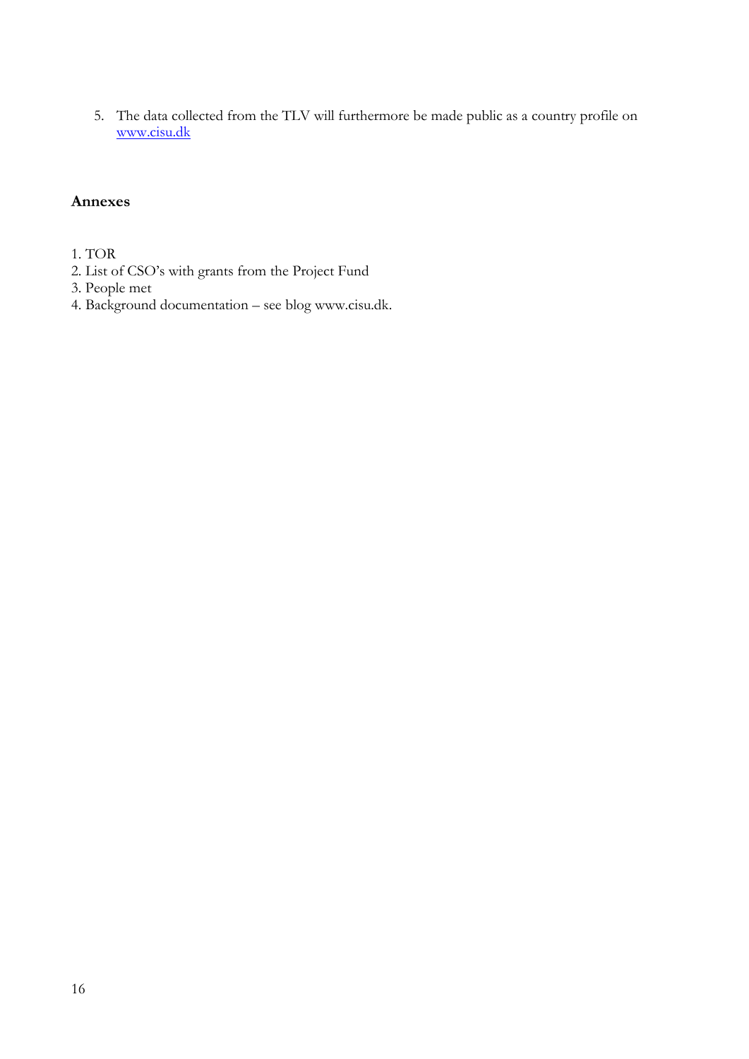5. The data collected from the TLV will furthermore be made public as a country profile on www.cisu.dk

## Annexes

1. TOR
2. List of CSO's with grants from the Project Fund
3. People met
4. Background documentation – see blog www.cisu.dk.